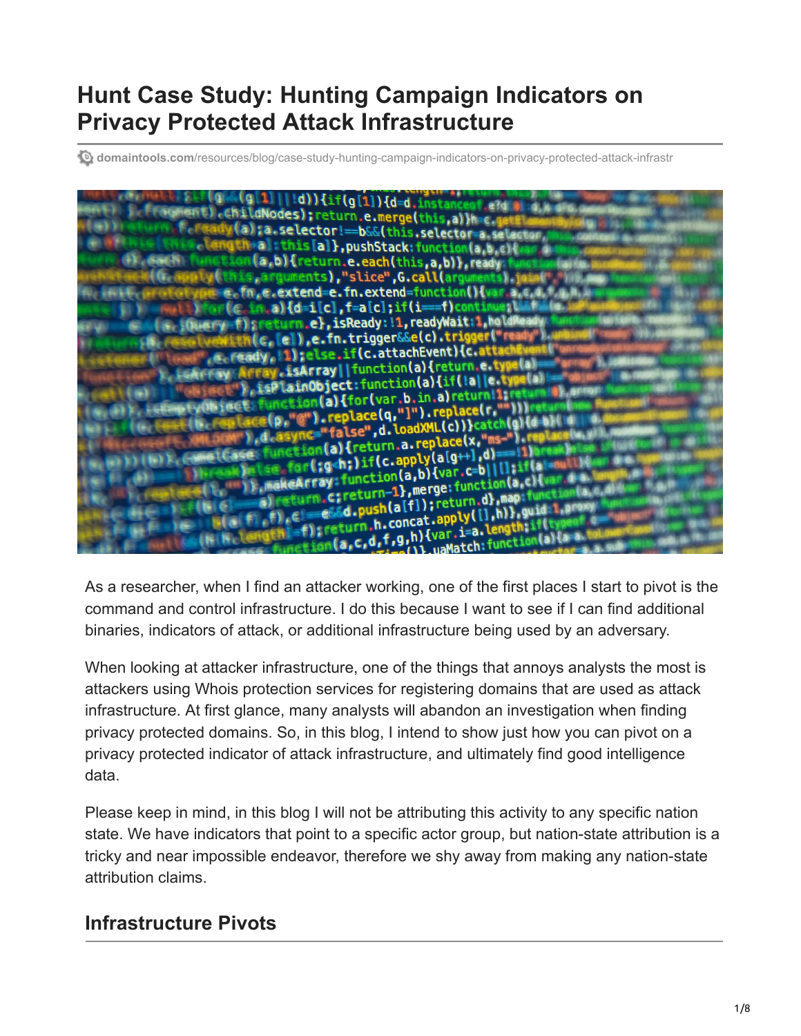# Hunt Case Study: Hunting Campaign Indicators on Privacy Protected Attack Infrastructure

domaintools.com/resources/blog/case-study-hunting-campaign-indicators-on-privacy-protected-attack-infrastr

As a researcher, when I find an attacker working, one of the first places I start to pivot is the command and control infrastructure. I do this because I want to see if I can find additional binaries, indicators of attack, or additional infrastructure being used by an adversary.

When looking at attacker infrastructure, one of the things that annoys analysts the most is attackers using Whois protection services for registering domains that are used as attack infrastructure. At first glance, many analysts will abandon an investigation when finding privacy protected domains. So, in this blog, I intend to show just how you can pivot on a privacy protected indicator of attack infrastructure, and ultimately find good intelligence data.

Please keep in mind, in this blog I will not be attributing this activity to any specific nation state. We have indicators that point to a specific actor group, but nation-state attribution is a tricky and near impossible endeavor, therefore we shy away from making any nation-state attribution claims.

## Infrastructure Pivots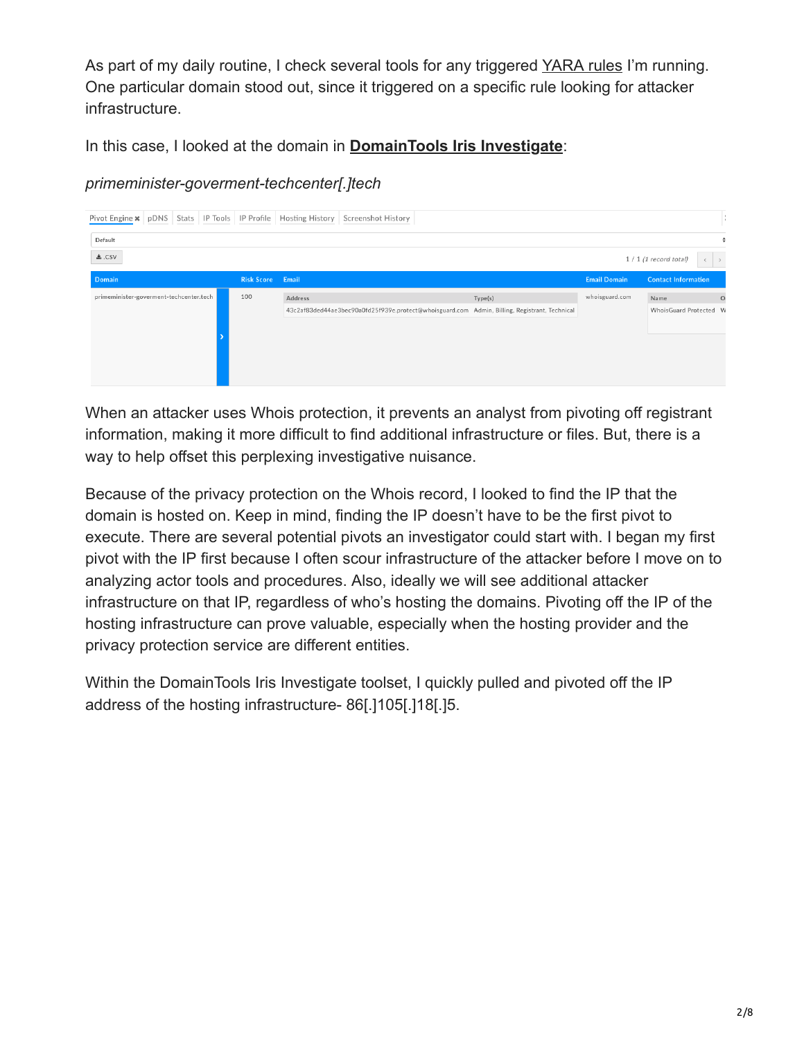As part of my daily routine, I check several tools for any triggered YARA rules I'm running. One particular domain stood out, since it triggered on a specific rule looking for attacker infrastructure.

In this case, I looked at the domain in **DomainTools Iris Investigate**:

*primeminister-goverment-techcenter[.]tech*

Pivot Engine | pDNS | Stats | IP Tools | IP Profile | Hosting History | Screenshot History

Default

.CSV

1 / 1 (1 record total)

| Domain | Risk Score | Email | | Email Domain | Contact Information |
|---|---|---|---|---|---|
| | | Address | Type(s) | | Name |
| primeminister-goverment-techcenter.tech | 100 | 43c2af83ded44ae3bec90a0fd25f939e.protect@whoisguard.com | Admin, Billing, Registrant, Technical | whoisguard.com | WhoisGuard Protected |

When an attacker uses Whois protection, it prevents an analyst from pivoting off registrant information, making it more difficult to find additional infrastructure or files. But, there is a way to help offset this perplexing investigative nuisance.

Because of the privacy protection on the Whois record, I looked to find the IP that the domain is hosted on. Keep in mind, finding the IP doesn't have to be the first pivot to execute. There are several potential pivots an investigator could start with. I began my first pivot with the IP first because I often scour infrastructure of the attacker before I move on to analyzing actor tools and procedures. Also, ideally we will see additional attacker infrastructure on that IP, regardless of who's hosting the domains. Pivoting off the IP of the hosting infrastructure can prove valuable, especially when the hosting provider and the privacy protection service are different entities.

Within the DomainTools Iris Investigate toolset, I quickly pulled and pivoted off the IP address of the hosting infrastructure- 86[.]105[.]18[.]5.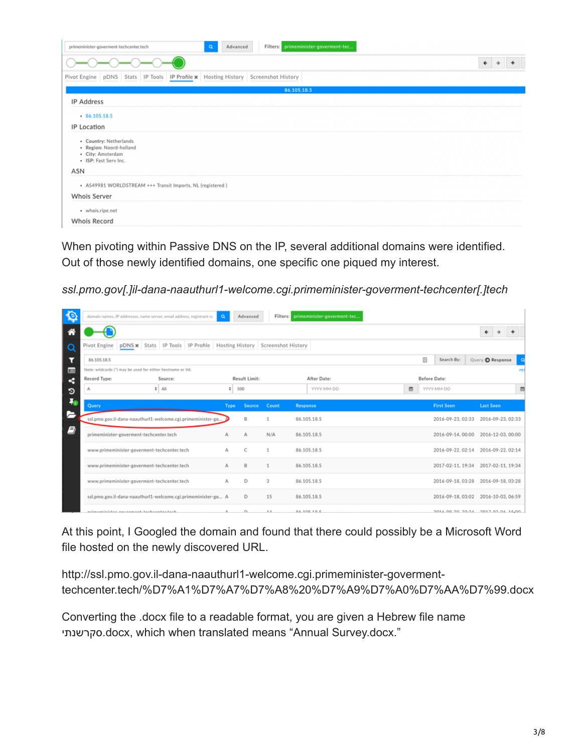When pivoting within Passive DNS on the IP, several additional domains were identified. Out of those newly identified domains, one specific one piqued my interest.

*ssl.pmo.gov[.]il-dana-naauthurl1-welcome.cgi.primeminister-goverment-techcenter[.]tech*

At this point, I Googled the domain and found that there could possibly be a Microsoft Word file hosted on the newly discovered URL.

http://ssl.pmo.gov.il-dana-naauthurl1-welcome.cgi.primeminister-goverment-techcenter.tech/%D7%A1%D7%A7%D7%A8%20%D7%A9%D7%A0%D7%AA%D7%99.docx

Converting the .docx file to a readable format, you are given a Hebrew file name סקרשנתי.docx, which when translated means “Annual Survey.docx.”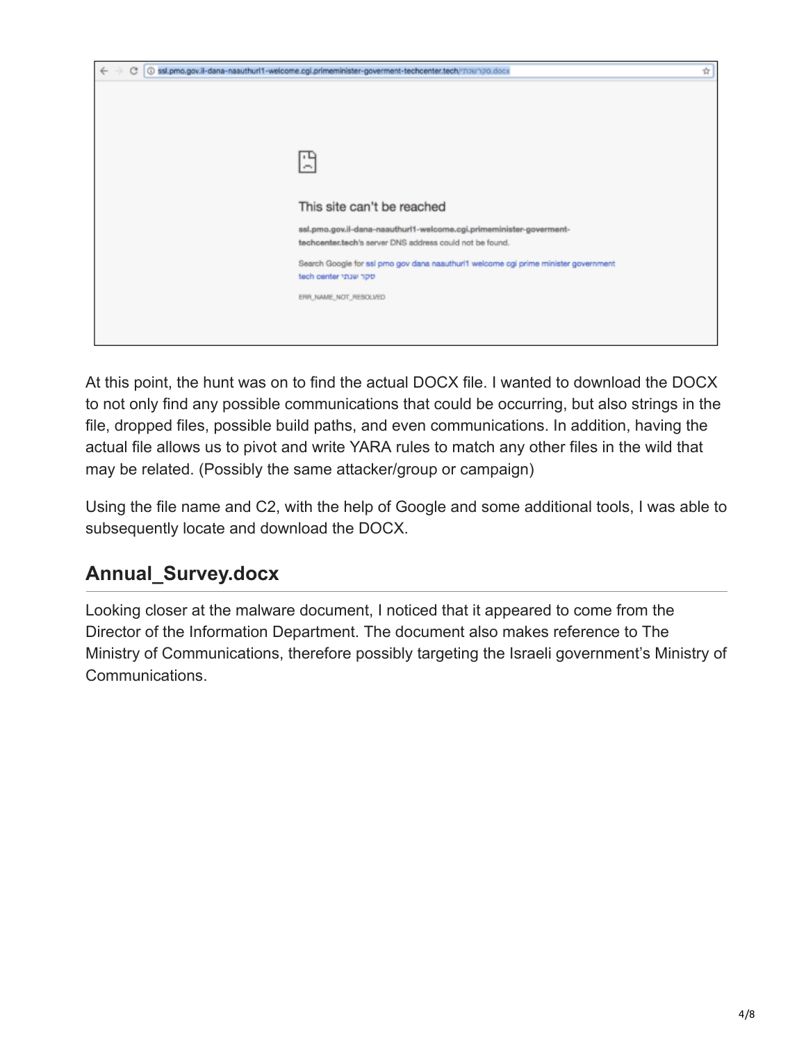At this point, the hunt was on to find the actual DOCX file. I wanted to download the DOCX to not only find any possible communications that could be occurring, but also strings in the file, dropped files, possible build paths, and even communications. In addition, having the actual file allows us to pivot and write YARA rules to match any other files in the wild that may be related. (Possibly the same attacker/group or campaign)

Using the file name and C2, with the help of Google and some additional tools, I was able to subsequently locate and download the DOCX.

## Annual_Survey.docx

Looking closer at the malware document, I noticed that it appeared to come from the Director of the Information Department. The document also makes reference to The Ministry of Communications, therefore possibly targeting the Israeli government's Ministry of Communications.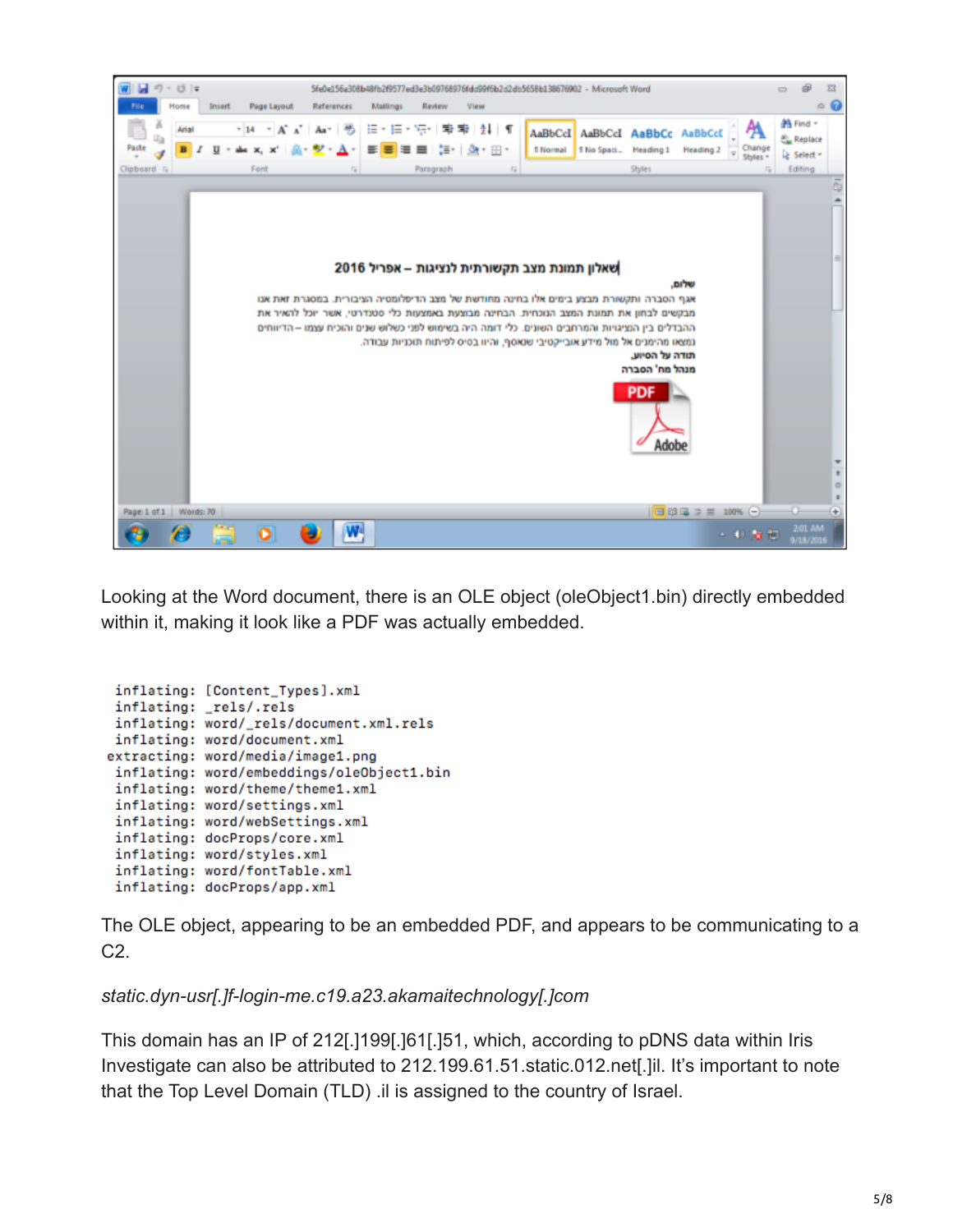Looking at the Word document, there is an OLE object (oleObject1.bin) directly embedded within it, making it look like a PDF was actually embedded.

```
  inflating: [Content_Types].xml
  inflating: _rels/.rels
  inflating: word/_rels/document.xml.rels
  inflating: word/document.xml
 extracting: word/media/image1.png
  inflating: word/embeddings/oleObject1.bin
  inflating: word/theme/theme1.xml
  inflating: word/settings.xml
  inflating: word/webSettings.xml
  inflating: docProps/core.xml
  inflating: word/styles.xml
  inflating: word/fontTable.xml
  inflating: docProps/app.xml
```

The OLE object, appearing to be an embedded PDF, and appears to be communicating to a C2.

*static.dyn-usr[.]f-login-me.c19.a23.akamaitechnology[.]com*

This domain has an IP of 212[.]199[.]61[.]51, which, according to pDNS data within Iris Investigate can also be attributed to 212.199.61.51.static.012.net[.]il. It's important to note that the Top Level Domain (TLD) .il is assigned to the country of Israel.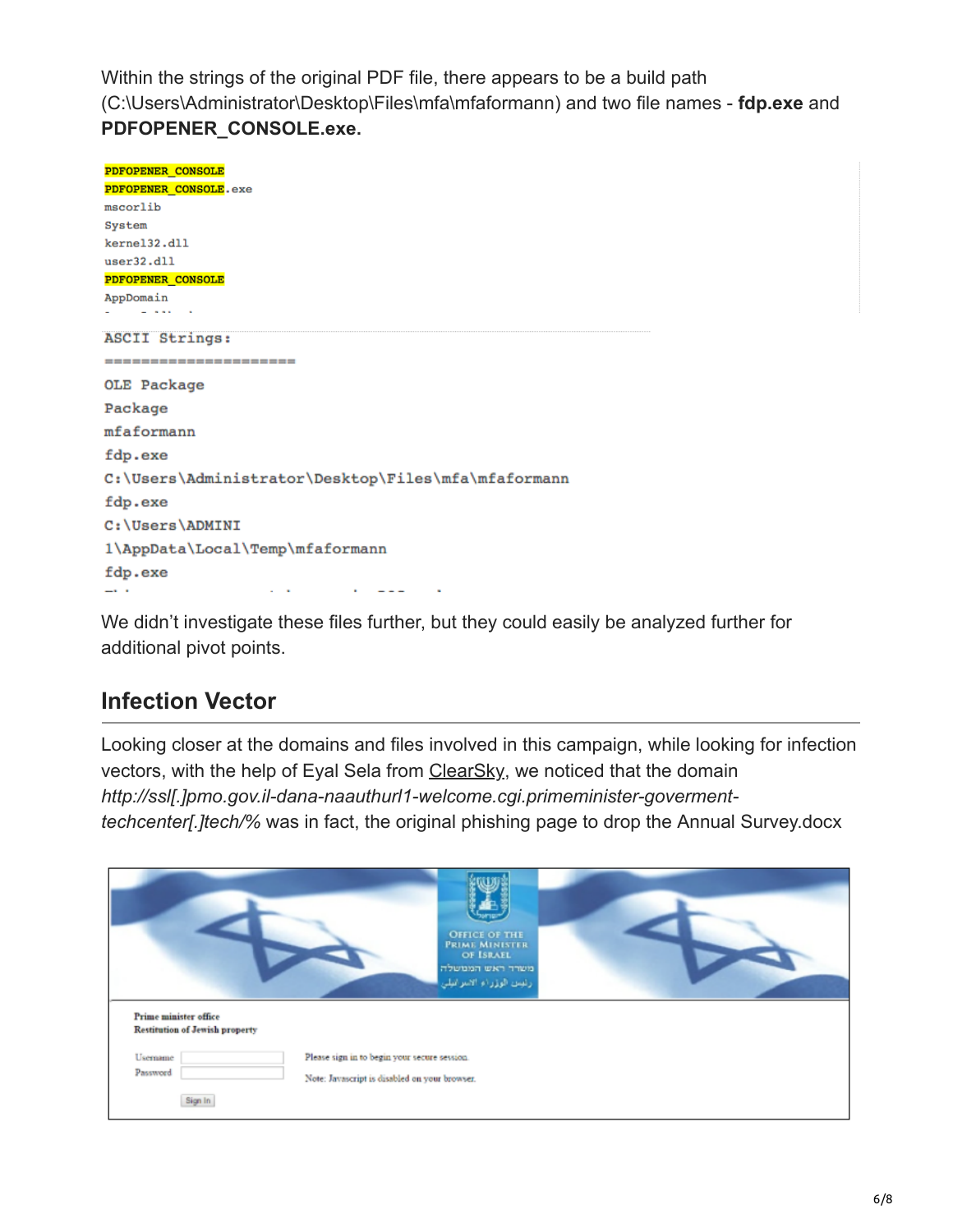Within the strings of the original PDF file, there appears to be a build path (C:\Users\Administrator\Desktop\Files\mfa\mfaformann) and two file names - **fdp.exe** and **PDFOPENER_CONSOLE.exe.**

```
PDFOPENER_CONSOLE
PDFOPENER_CONSOLE.exe
mscorlib
System
kernel32.dll
user32.dll
PDFOPENER_CONSOLE
AppDomain
```

```
ASCII Strings:
=====================
OLE Package
Package
mfaformann
fdp.exe
C:\Users\Administrator\Desktop\Files\mfa\mfaformann
fdp.exe
C:\Users\ADMINI
1\AppData\Local\Temp\mfaformann
fdp.exe
```

We didn't investigate these files further, but they could easily be analyzed further for additional pivot points.

## Infection Vector

Looking closer at the domains and files involved in this campaign, while looking for infection vectors, with the help of Eyal Sela from ClearSky, we noticed that the domain *http://ssl[.]pmo.gov.il-dana-naauthurl1-welcome.cgi.primeminister-goverment-techcenter[.]tech/%* was in fact, the original phishing page to drop the Annual Survey.docx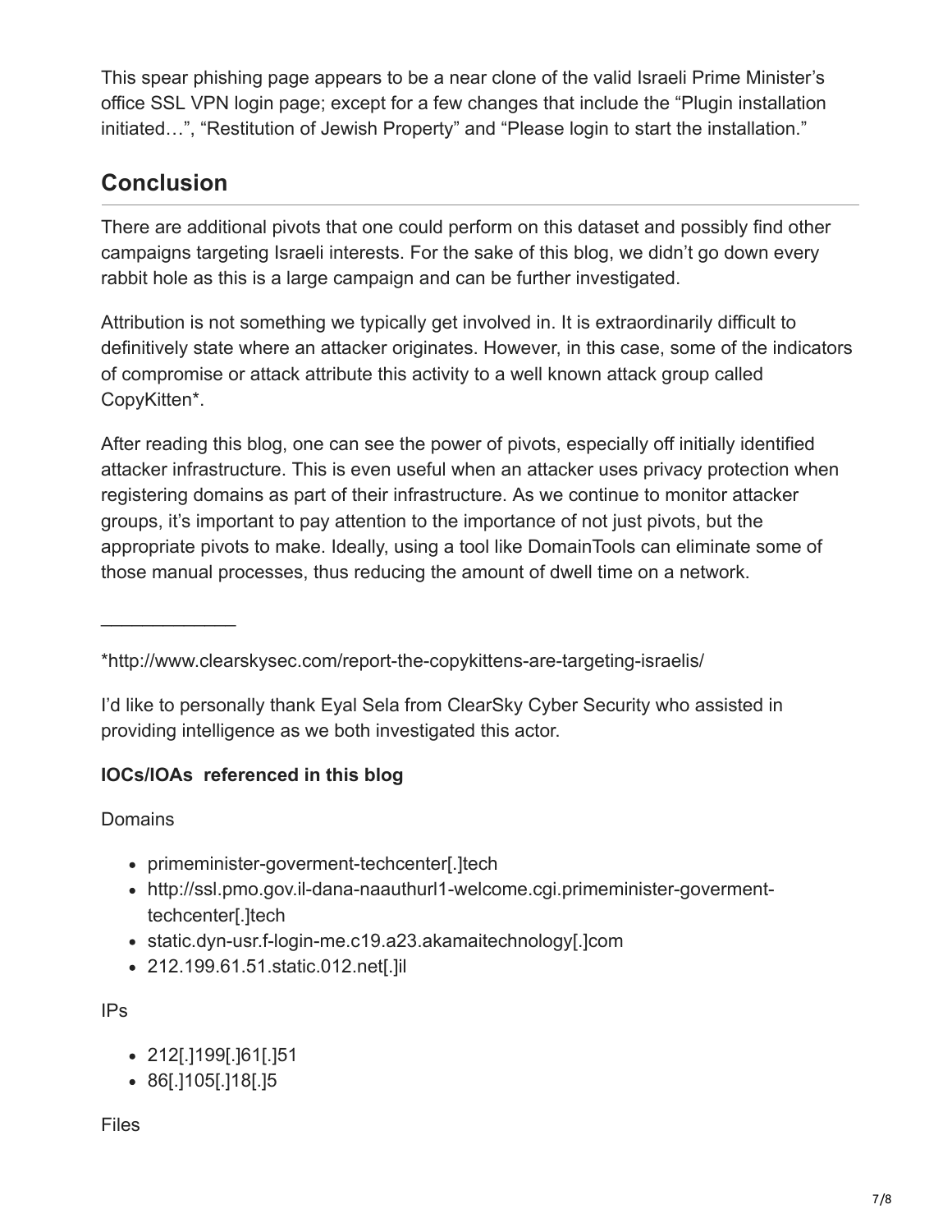This spear phishing page appears to be a near clone of the valid Israeli Prime Minister's office SSL VPN login page; except for a few changes that include the "Plugin installation initiated…", "Restitution of Jewish Property" and "Please login to start the installation."

## Conclusion

There are additional pivots that one could perform on this dataset and possibly find other campaigns targeting Israeli interests. For the sake of this blog, we didn't go down every rabbit hole as this is a large campaign and can be further investigated.

Attribution is not something we typically get involved in. It is extraordinarily difficult to definitively state where an attacker originates. However, in this case, some of the indicators of compromise or attack attribute this activity to a well known attack group called CopyKitten*.

After reading this blog, one can see the power of pivots, especially off initially identified attacker infrastructure. This is even useful when an attacker uses privacy protection when registering domains as part of their infrastructure. As we continue to monitor attacker groups, it's important to pay attention to the importance of not just pivots, but the appropriate pivots to make. Ideally, using a tool like DomainTools can eliminate some of those manual processes, thus reducing the amount of dwell time on a network.

_____________

*http://www.clearskysec.com/report-the-copykittens-are-targeting-israelis/

I'd like to personally thank Eyal Sela from ClearSky Cyber Security who assisted in providing intelligence as we both investigated this actor.

**IOCs/IOAs referenced in this blog**

Domains

- primeminister-goverment-techcenter[.]tech
- http://ssl.pmo.gov.il-dana-naauthurl1-welcome.cgi.primeminister-goverment-techcenter[.]tech
- static.dyn-usr.f-login-me.c19.a23.akamaitechnology[.]com
- 212.199.61.51.static.012.net[.]il

IPs

- 212[.]199[.]61[.]51
- 86[.]105[.]18[.]5

Files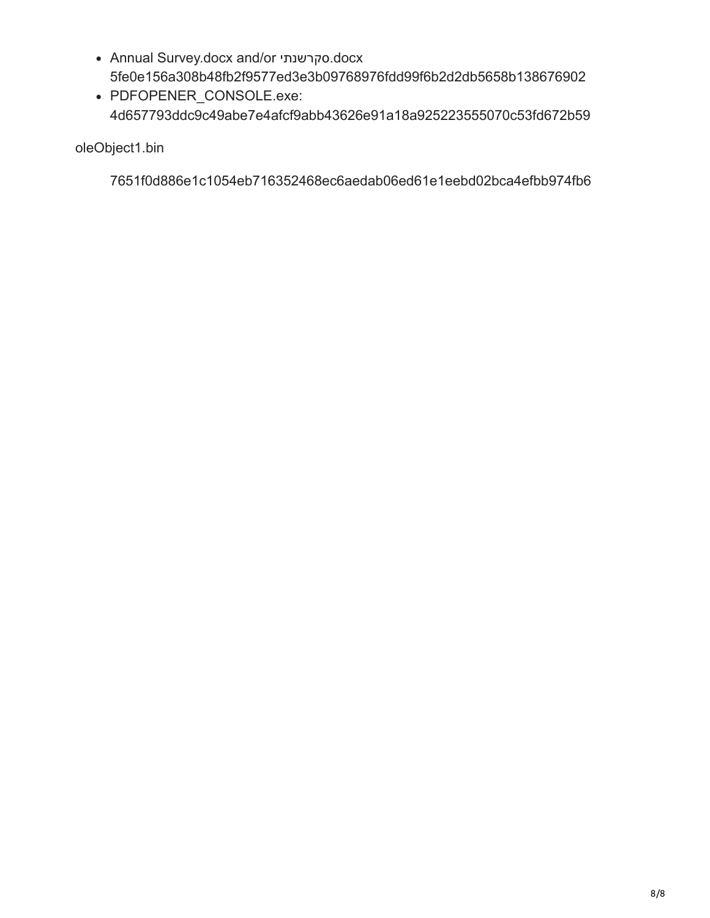- Annual Survey.docx and/or סקרשנתי.docx
  5fe0e156a308b48fb2f9577ed3e3b09768976fdd99f6b2d2db5658b138676902
- PDFOPENER_CONSOLE.exe:
  4d657793ddc9c49abe7e4afcf9abb43626e91a18a925223555070c53fd672b59

oleObject1.bin

7651f0d886e1c1054eb716352468ec6aedab06ed61e1eebd02bca4efbb974fb6